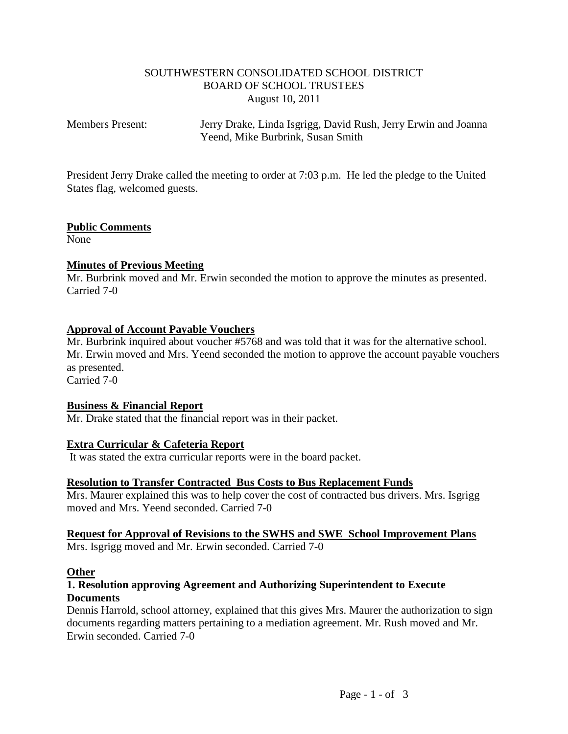SOUTHWESTERN CONSOLIDATED SCHOOL DISTRICT
BOARD OF SCHOOL TRUSTEES
August 10, 2011

Members Present: Jerry Drake, Linda Isgrigg, David Rush, Jerry Erwin and Joanna Yeend, Mike Burbrink, Susan Smith

President Jerry Drake called the meeting to order at 7:03 p.m. He led the pledge to the United States flag, welcomed guests.

**Public Comments**
None

**Minutes of Previous Meeting**
Mr. Burbrink moved and Mr. Erwin seconded the motion to approve the minutes as presented. Carried 7-0

**Approval of Account Payable Vouchers**
Mr. Burbrink inquired about voucher #5768 and was told that it was for the alternative school. Mr. Erwin moved and Mrs. Yeend seconded the motion to approve the account payable vouchers as presented.
Carried 7-0

**Business & Financial Report**
Mr. Drake stated that the financial report was in their packet.

**Extra Curricular & Cafeteria Report**
It was stated the extra curricular reports were in the board packet.

**Resolution to Transfer Contracted Bus Costs to Bus Replacement Funds**
Mrs. Maurer explained this was to help cover the cost of contracted bus drivers. Mrs. Isgrigg moved and Mrs. Yeend seconded. Carried 7-0

**Request for Approval of Revisions to the SWHS and SWE School Improvement Plans**
Mrs. Isgrigg moved and Mr. Erwin seconded. Carried 7-0

**Other**

**1. Resolution approving Agreement and Authorizing Superintendent to Execute Documents**
Dennis Harrold, school attorney, explained that this gives Mrs. Maurer the authorization to sign documents regarding matters pertaining to a mediation agreement. Mr. Rush moved and Mr. Erwin seconded. Carried 7-0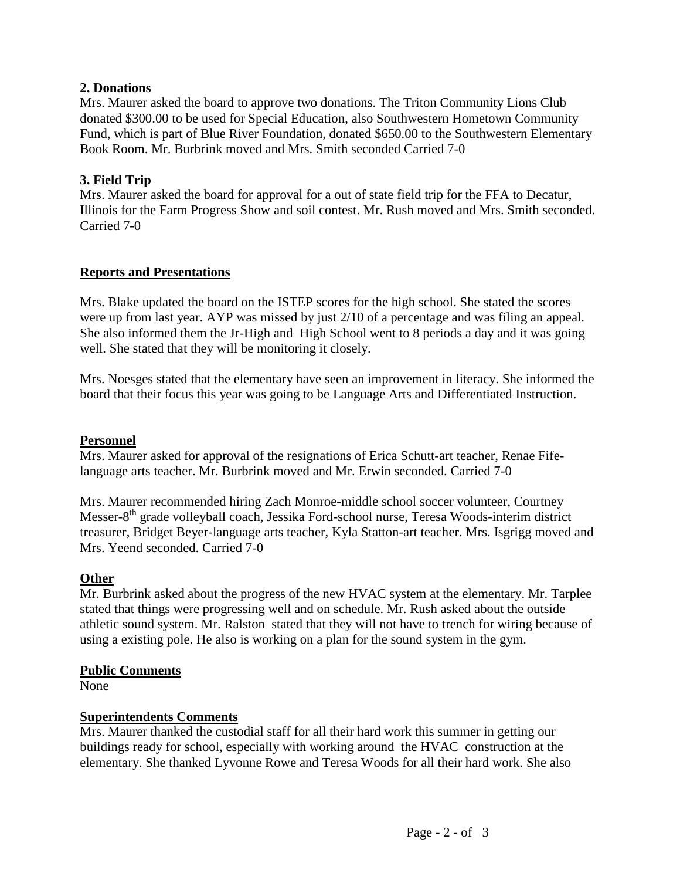**2. Donations**

Mrs. Maurer asked the board to approve two donations. The Triton Community Lions Club donated $300.00 to be used for Special Education, also Southwestern Hometown Community Fund, which is part of Blue River Foundation, donated $650.00 to the Southwestern Elementary Book Room. Mr. Burbrink moved and Mrs. Smith seconded Carried 7-0

**3. Field Trip**

Mrs. Maurer asked the board for approval for a out of state field trip for the FFA to Decatur, Illinois for the Farm Progress Show and soil contest. Mr. Rush moved and Mrs. Smith seconded. Carried 7-0

## Reports and Presentations

Mrs. Blake updated the board on the ISTEP scores for the high school. She stated the scores were up from last year. AYP was missed by just 2/10 of a percentage and was filing an appeal. She also informed them the Jr-High and High School went to 8 periods a day and it was going well. She stated that they will be monitoring it closely.

Mrs. Noesges stated that the elementary have seen an improvement in literacy. She informed the board that their focus this year was going to be Language Arts and Differentiated Instruction.

## Personnel

Mrs. Maurer asked for approval of the resignations of Erica Schutt-art teacher, Renae Fife-language arts teacher. Mr. Burbrink moved and Mr. Erwin seconded. Carried 7-0

Mrs. Maurer recommended hiring Zach Monroe-middle school soccer volunteer, Courtney Messer-8th grade volleyball coach, Jessika Ford-school nurse, Teresa Woods-interim district treasurer, Bridget Beyer-language arts teacher, Kyla Statton-art teacher. Mrs. Isgrigg moved and Mrs. Yeend seconded. Carried 7-0

## Other

Mr. Burbrink asked about the progress of the new HVAC system at the elementary. Mr. Tarplee stated that things were progressing well and on schedule. Mr. Rush asked about the outside athletic sound system. Mr. Ralston stated that they will not have to trench for wiring because of using a existing pole. He also is working on a plan for the sound system in the gym.

## Public Comments

None

## Superintendents Comments

Mrs. Maurer thanked the custodial staff for all their hard work this summer in getting our buildings ready for school, especially with working around the HVAC construction at the elementary. She thanked Lyvonne Rowe and Teresa Woods for all their hard work. She also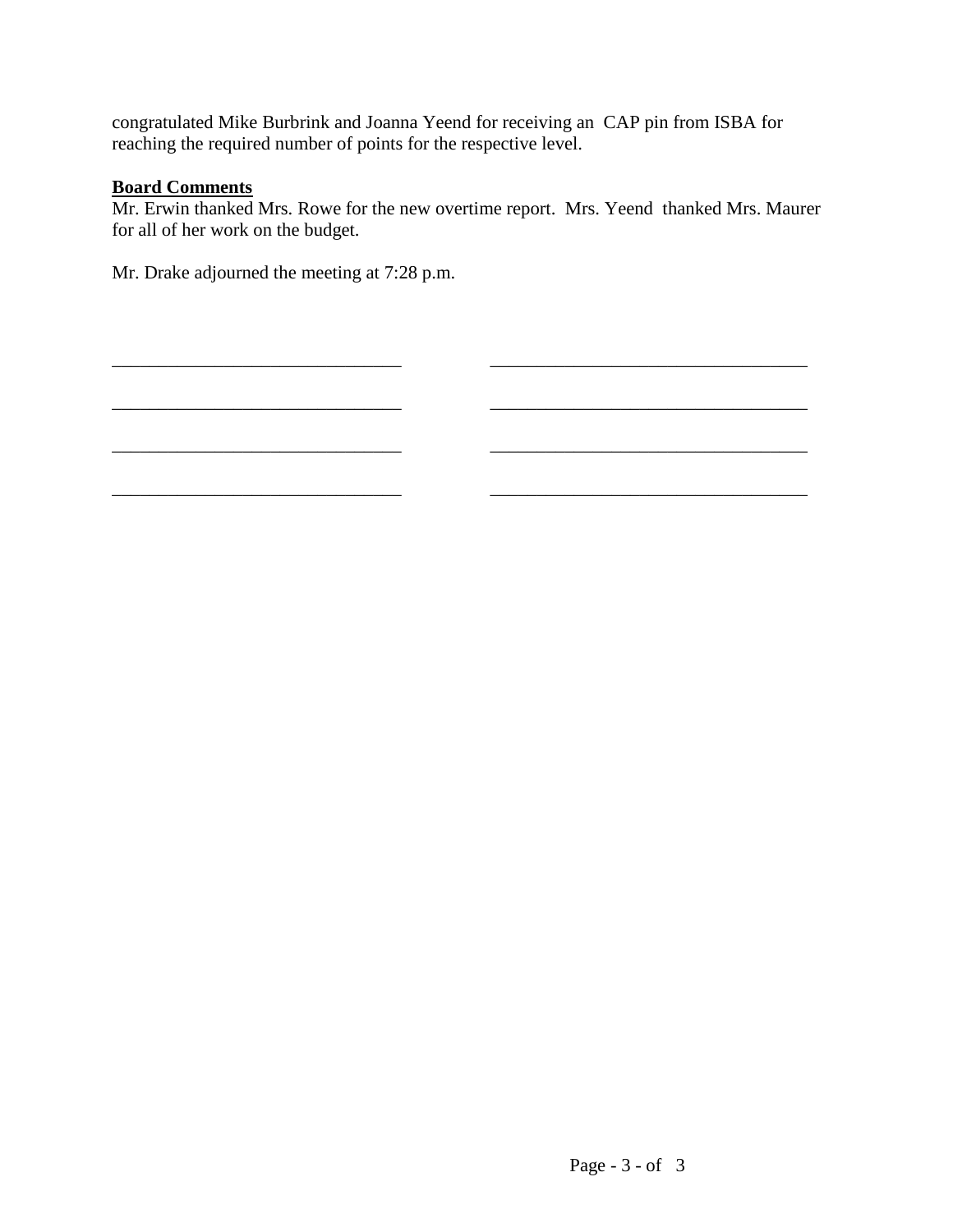congratulated Mike Burbrink and Joanna Yeend for receiving an CAP pin from ISBA for reaching the required number of points for the respective level.

**Board Comments**

Mr. Erwin thanked Mrs. Rowe for the new overtime report. Mrs. Yeend thanked Mrs. Maurer for all of her work on the budget.

Mr. Drake adjourned the meeting at 7:28 p.m.

________________________________ ___________________________________

________________________________ ___________________________________

________________________________ ___________________________________

________________________________ ___________________________________